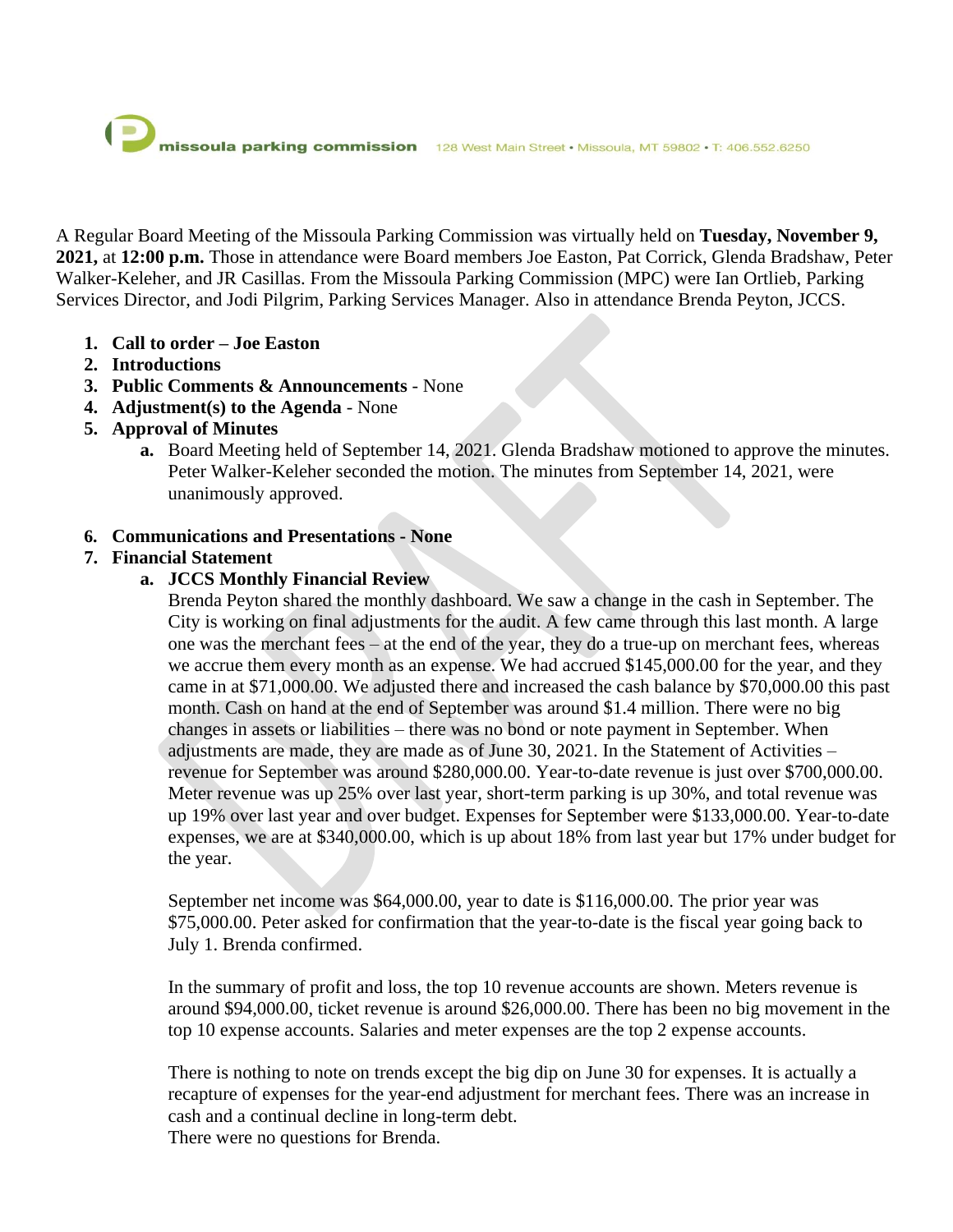missoula parking commission 128 West Main Street • Missoula, MT 59802 • T: 406.552.6250

A Regular Board Meeting of the Missoula Parking Commission was virtually held on **Tuesday, November 9, 2021,** at **12:00 p.m.** Those in attendance were Board members Joe Easton, Pat Corrick, Glenda Bradshaw, Peter Walker-Keleher, and JR Casillas. From the Missoula Parking Commission (MPC) were Ian Ortlieb, Parking Services Director, and Jodi Pilgrim, Parking Services Manager. Also in attendance Brenda Peyton, JCCS.

1. **Call to order – Joe Easton**
2. **Introductions**
3. **Public Comments & Announcements** - None
4. **Adjustment(s) to the Agenda** - None
5. **Approval of Minutes**
   a. Board Meeting held of September 14, 2021. Glenda Bradshaw motioned to approve the minutes. Peter Walker-Keleher seconded the motion. The minutes from September 14, 2021, were unanimously approved.

6. **Communications and Presentations - None**
7. **Financial Statement**
   a. **JCCS Monthly Financial Review**

      Brenda Peyton shared the monthly dashboard. We saw a change in the cash in September. The City is working on final adjustments for the audit. A few came through this last month. A large one was the merchant fees – at the end of the year, they do a true-up on merchant fees, whereas we accrue them every month as an expense. We had accrued $145,000.00 for the year, and they came in at $71,000.00. We adjusted there and increased the cash balance by $70,000.00 this past month. Cash on hand at the end of September was around $1.4 million. There were no big changes in assets or liabilities – there was no bond or note payment in September. When adjustments are made, they are made as of June 30, 2021. In the Statement of Activities – revenue for September was around $280,000.00. Year-to-date revenue is just over $700,000.00. Meter revenue was up 25% over last year, short-term parking is up 30%, and total revenue was up 19% over last year and over budget. Expenses for September were $133,000.00. Year-to-date expenses, we are at $340,000.00, which is up about 18% from last year but 17% under budget for the year.

      September net income was $64,000.00, year to date is $116,000.00. The prior year was $75,000.00. Peter asked for confirmation that the year-to-date is the fiscal year going back to July 1. Brenda confirmed.

      In the summary of profit and loss, the top 10 revenue accounts are shown. Meters revenue is around $94,000.00, ticket revenue is around $26,000.00. There has been no big movement in the top 10 expense accounts. Salaries and meter expenses are the top 2 expense accounts.

      There is nothing to note on trends except the big dip on June 30 for expenses. It is actually a recapture of expenses for the year-end adjustment for merchant fees. There was an increase in cash and a continual decline in long-term debt.
      There were no questions for Brenda.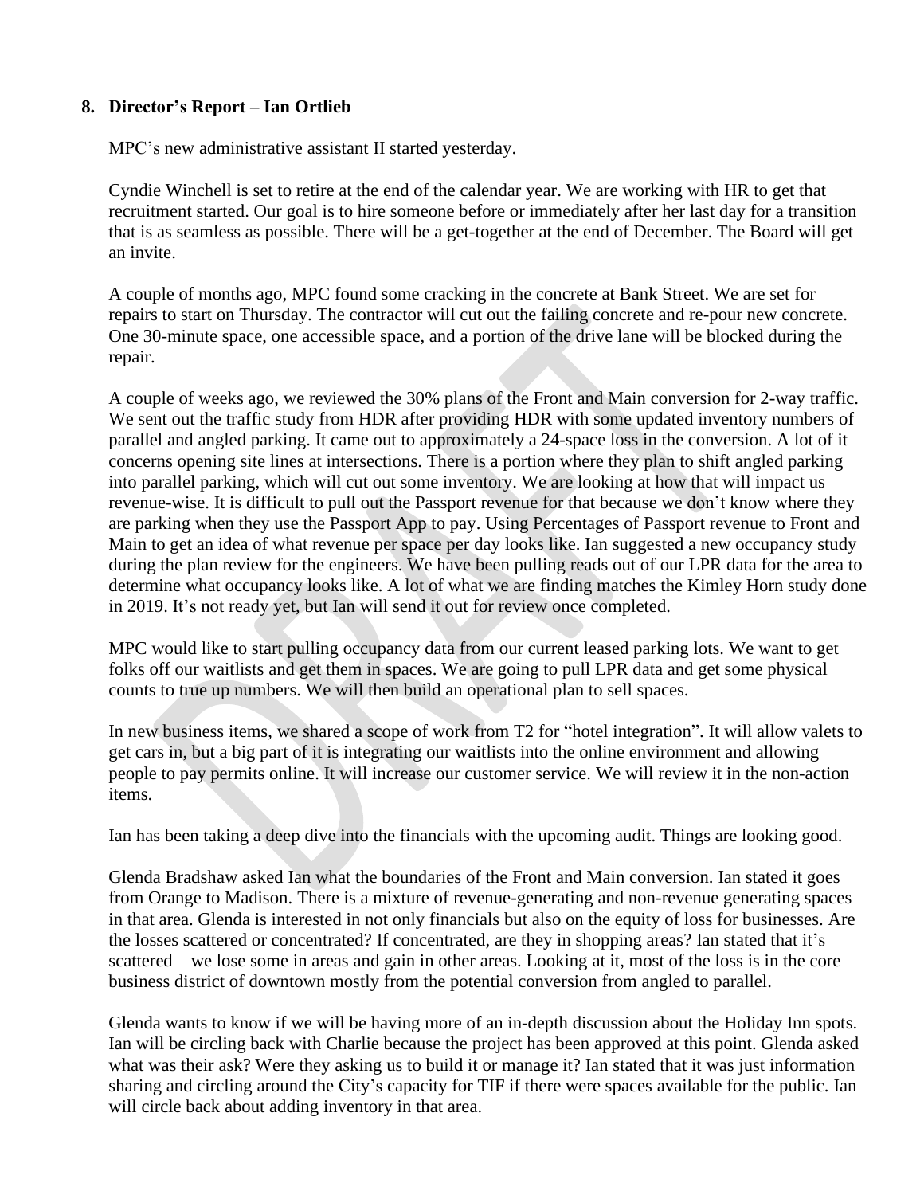**8. Director's Report – Ian Ortlieb**

MPC's new administrative assistant II started yesterday.

Cyndie Winchell is set to retire at the end of the calendar year. We are working with HR to get that recruitment started. Our goal is to hire someone before or immediately after her last day for a transition that is as seamless as possible. There will be a get-together at the end of December. The Board will get an invite.

A couple of months ago, MPC found some cracking in the concrete at Bank Street. We are set for repairs to start on Thursday. The contractor will cut out the failing concrete and re-pour new concrete. One 30-minute space, one accessible space, and a portion of the drive lane will be blocked during the repair.

A couple of weeks ago, we reviewed the 30% plans of the Front and Main conversion for 2-way traffic. We sent out the traffic study from HDR after providing HDR with some updated inventory numbers of parallel and angled parking. It came out to approximately a 24-space loss in the conversion. A lot of it concerns opening site lines at intersections. There is a portion where they plan to shift angled parking into parallel parking, which will cut out some inventory. We are looking at how that will impact us revenue-wise. It is difficult to pull out the Passport revenue for that because we don't know where they are parking when they use the Passport App to pay. Using Percentages of Passport revenue to Front and Main to get an idea of what revenue per space per day looks like. Ian suggested a new occupancy study during the plan review for the engineers. We have been pulling reads out of our LPR data for the area to determine what occupancy looks like. A lot of what we are finding matches the Kimley Horn study done in 2019. It's not ready yet, but Ian will send it out for review once completed.

MPC would like to start pulling occupancy data from our current leased parking lots. We want to get folks off our waitlists and get them in spaces. We are going to pull LPR data and get some physical counts to true up numbers. We will then build an operational plan to sell spaces.

In new business items, we shared a scope of work from T2 for "hotel integration". It will allow valets to get cars in, but a big part of it is integrating our waitlists into the online environment and allowing people to pay permits online. It will increase our customer service. We will review it in the non-action items.

Ian has been taking a deep dive into the financials with the upcoming audit. Things are looking good.

Glenda Bradshaw asked Ian what the boundaries of the Front and Main conversion. Ian stated it goes from Orange to Madison. There is a mixture of revenue-generating and non-revenue generating spaces in that area. Glenda is interested in not only financials but also on the equity of loss for businesses. Are the losses scattered or concentrated? If concentrated, are they in shopping areas? Ian stated that it's scattered – we lose some in areas and gain in other areas. Looking at it, most of the loss is in the core business district of downtown mostly from the potential conversion from angled to parallel.

Glenda wants to know if we will be having more of an in-depth discussion about the Holiday Inn spots. Ian will be circling back with Charlie because the project has been approved at this point. Glenda asked what was their ask? Were they asking us to build it or manage it? Ian stated that it was just information sharing and circling around the City's capacity for TIF if there were spaces available for the public. Ian will circle back about adding inventory in that area.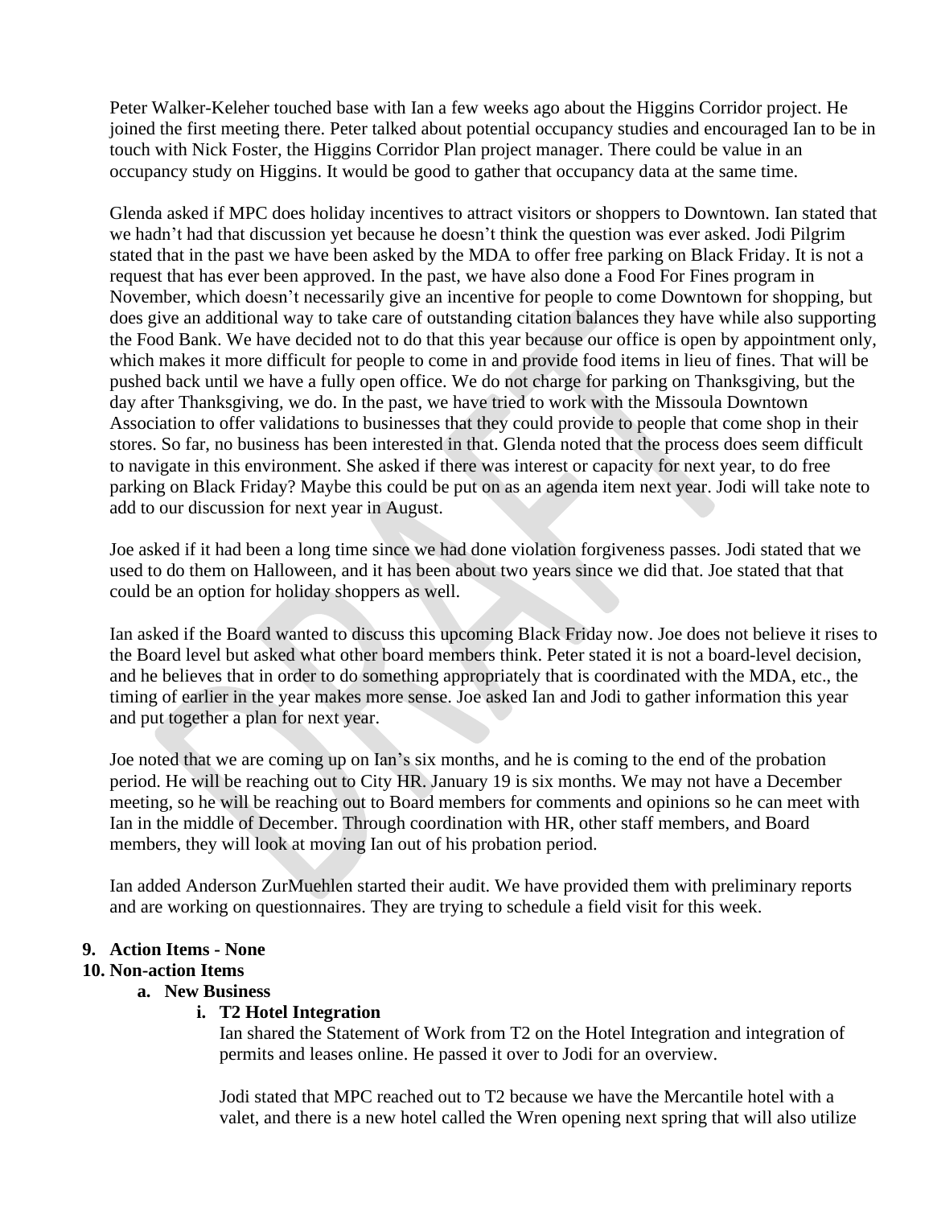Peter Walker-Keleher touched base with Ian a few weeks ago about the Higgins Corridor project. He joined the first meeting there. Peter talked about potential occupancy studies and encouraged Ian to be in touch with Nick Foster, the Higgins Corridor Plan project manager. There could be value in an occupancy study on Higgins. It would be good to gather that occupancy data at the same time.

Glenda asked if MPC does holiday incentives to attract visitors or shoppers to Downtown. Ian stated that we hadn't had that discussion yet because he doesn't think the question was ever asked. Jodi Pilgrim stated that in the past we have been asked by the MDA to offer free parking on Black Friday. It is not a request that has ever been approved. In the past, we have also done a Food For Fines program in November, which doesn't necessarily give an incentive for people to come Downtown for shopping, but does give an additional way to take care of outstanding citation balances they have while also supporting the Food Bank. We have decided not to do that this year because our office is open by appointment only, which makes it more difficult for people to come in and provide food items in lieu of fines. That will be pushed back until we have a fully open office. We do not charge for parking on Thanksgiving, but the day after Thanksgiving, we do. In the past, we have tried to work with the Missoula Downtown Association to offer validations to businesses that they could provide to people that come shop in their stores. So far, no business has been interested in that. Glenda noted that the process does seem difficult to navigate in this environment. She asked if there was interest or capacity for next year, to do free parking on Black Friday? Maybe this could be put on as an agenda item next year. Jodi will take note to add to our discussion for next year in August.

Joe asked if it had been a long time since we had done violation forgiveness passes. Jodi stated that we used to do them on Halloween, and it has been about two years since we did that. Joe stated that that could be an option for holiday shoppers as well.

Ian asked if the Board wanted to discuss this upcoming Black Friday now. Joe does not believe it rises to the Board level but asked what other board members think. Peter stated it is not a board-level decision, and he believes that in order to do something appropriately that is coordinated with the MDA, etc., the timing of earlier in the year makes more sense. Joe asked Ian and Jodi to gather information this year and put together a plan for next year.

Joe noted that we are coming up on Ian's six months, and he is coming to the end of the probation period. He will be reaching out to City HR. January 19 is six months. We may not have a December meeting, so he will be reaching out to Board members for comments and opinions so he can meet with Ian in the middle of December. Through coordination with HR, other staff members, and Board members, they will look at moving Ian out of his probation period.

Ian added Anderson ZurMuehlen started their audit. We have provided them with preliminary reports and are working on questionnaires. They are trying to schedule a field visit for this week.

9. **Action Items - None**
10. **Non-action Items**
    a. **New Business**
        i. **T2 Hotel Integration**

        Ian shared the Statement of Work from T2 on the Hotel Integration and integration of permits and leases online. He passed it over to Jodi for an overview.

        Jodi stated that MPC reached out to T2 because we have the Mercantile hotel with a valet, and there is a new hotel called the Wren opening next spring that will also utilize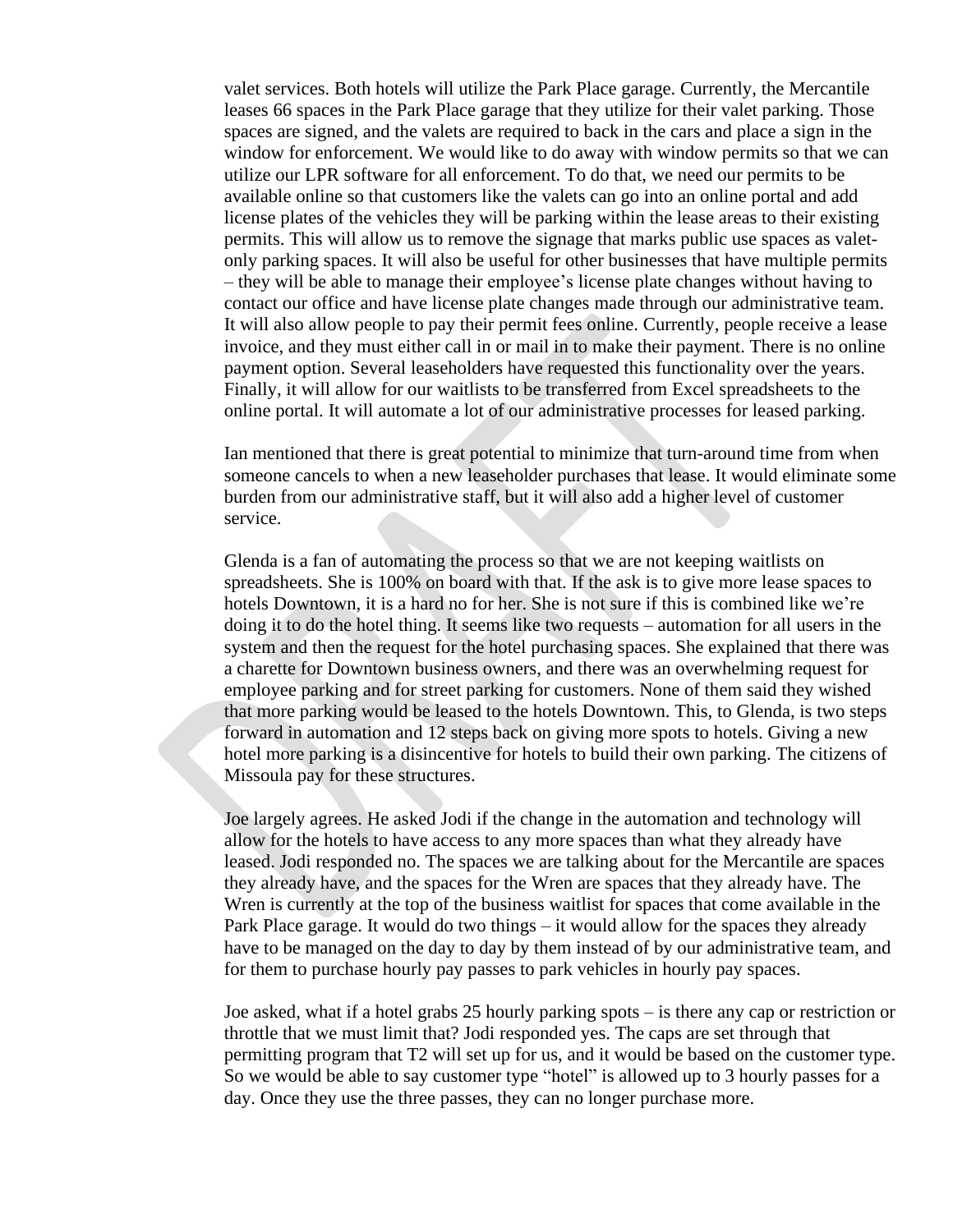valet services. Both hotels will utilize the Park Place garage. Currently, the Mercantile leases 66 spaces in the Park Place garage that they utilize for their valet parking. Those spaces are signed, and the valets are required to back in the cars and place a sign in the window for enforcement. We would like to do away with window permits so that we can utilize our LPR software for all enforcement. To do that, we need our permits to be available online so that customers like the valets can go into an online portal and add license plates of the vehicles they will be parking within the lease areas to their existing permits. This will allow us to remove the signage that marks public use spaces as valet-only parking spaces. It will also be useful for other businesses that have multiple permits – they will be able to manage their employee's license plate changes without having to contact our office and have license plate changes made through our administrative team. It will also allow people to pay their permit fees online. Currently, people receive a lease invoice, and they must either call in or mail in to make their payment. There is no online payment option. Several leaseholders have requested this functionality over the years. Finally, it will allow for our waitlists to be transferred from Excel spreadsheets to the online portal. It will automate a lot of our administrative processes for leased parking.

Ian mentioned that there is great potential to minimize that turn-around time from when someone cancels to when a new leaseholder purchases that lease. It would eliminate some burden from our administrative staff, but it will also add a higher level of customer service.

Glenda is a fan of automating the process so that we are not keeping waitlists on spreadsheets. She is 100% on board with that. If the ask is to give more lease spaces to hotels Downtown, it is a hard no for her. She is not sure if this is combined like we're doing it to do the hotel thing. It seems like two requests – automation for all users in the system and then the request for the hotel purchasing spaces. She explained that there was a charette for Downtown business owners, and there was an overwhelming request for employee parking and for street parking for customers. None of them said they wished that more parking would be leased to the hotels Downtown. This, to Glenda, is two steps forward in automation and 12 steps back on giving more spots to hotels. Giving a new hotel more parking is a disincentive for hotels to build their own parking. The citizens of Missoula pay for these structures.

Joe largely agrees. He asked Jodi if the change in the automation and technology will allow for the hotels to have access to any more spaces than what they already have leased. Jodi responded no. The spaces we are talking about for the Mercantile are spaces they already have, and the spaces for the Wren are spaces that they already have. The Wren is currently at the top of the business waitlist for spaces that come available in the Park Place garage. It would do two things – it would allow for the spaces they already have to be managed on the day to day by them instead of by our administrative team, and for them to purchase hourly pay passes to park vehicles in hourly pay spaces.

Joe asked, what if a hotel grabs 25 hourly parking spots – is there any cap or restriction or throttle that we must limit that? Jodi responded yes. The caps are set through that permitting program that T2 will set up for us, and it would be based on the customer type. So we would be able to say customer type "hotel" is allowed up to 3 hourly passes for a day. Once they use the three passes, they can no longer purchase more.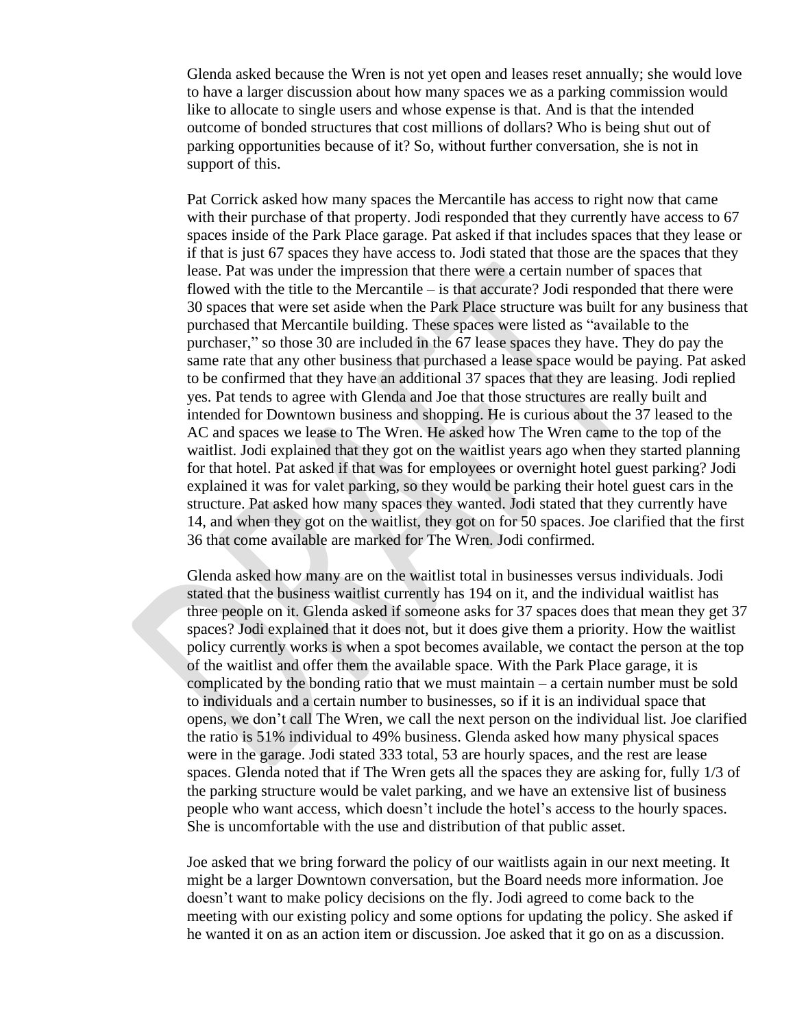Glenda asked because the Wren is not yet open and leases reset annually; she would love to have a larger discussion about how many spaces we as a parking commission would like to allocate to single users and whose expense is that. And is that the intended outcome of bonded structures that cost millions of dollars? Who is being shut out of parking opportunities because of it? So, without further conversation, she is not in support of this.

Pat Corrick asked how many spaces the Mercantile has access to right now that came with their purchase of that property. Jodi responded that they currently have access to 67 spaces inside of the Park Place garage. Pat asked if that includes spaces that they lease or if that is just 67 spaces they have access to. Jodi stated that those are the spaces that they lease. Pat was under the impression that there were a certain number of spaces that flowed with the title to the Mercantile – is that accurate? Jodi responded that there were 30 spaces that were set aside when the Park Place structure was built for any business that purchased that Mercantile building. These spaces were listed as "available to the purchaser," so those 30 are included in the 67 lease spaces they have. They do pay the same rate that any other business that purchased a lease space would be paying. Pat asked to be confirmed that they have an additional 37 spaces that they are leasing. Jodi replied yes. Pat tends to agree with Glenda and Joe that those structures are really built and intended for Downtown business and shopping. He is curious about the 37 leased to the AC and spaces we lease to The Wren. He asked how The Wren came to the top of the waitlist. Jodi explained that they got on the waitlist years ago when they started planning for that hotel. Pat asked if that was for employees or overnight hotel guest parking? Jodi explained it was for valet parking, so they would be parking their hotel guest cars in the structure. Pat asked how many spaces they wanted. Jodi stated that they currently have 14, and when they got on the waitlist, they got on for 50 spaces. Joe clarified that the first 36 that come available are marked for The Wren. Jodi confirmed.

Glenda asked how many are on the waitlist total in businesses versus individuals. Jodi stated that the business waitlist currently has 194 on it, and the individual waitlist has three people on it. Glenda asked if someone asks for 37 spaces does that mean they get 37 spaces? Jodi explained that it does not, but it does give them a priority. How the waitlist policy currently works is when a spot becomes available, we contact the person at the top of the waitlist and offer them the available space. With the Park Place garage, it is complicated by the bonding ratio that we must maintain – a certain number must be sold to individuals and a certain number to businesses, so if it is an individual space that opens, we don't call The Wren, we call the next person on the individual list. Joe clarified the ratio is 51% individual to 49% business. Glenda asked how many physical spaces were in the garage. Jodi stated 333 total, 53 are hourly spaces, and the rest are lease spaces. Glenda noted that if The Wren gets all the spaces they are asking for, fully 1/3 of the parking structure would be valet parking, and we have an extensive list of business people who want access, which doesn't include the hotel's access to the hourly spaces. She is uncomfortable with the use and distribution of that public asset.

Joe asked that we bring forward the policy of our waitlists again in our next meeting. It might be a larger Downtown conversation, but the Board needs more information. Joe doesn't want to make policy decisions on the fly. Jodi agreed to come back to the meeting with our existing policy and some options for updating the policy. She asked if he wanted it on as an action item or discussion. Joe asked that it go on as a discussion.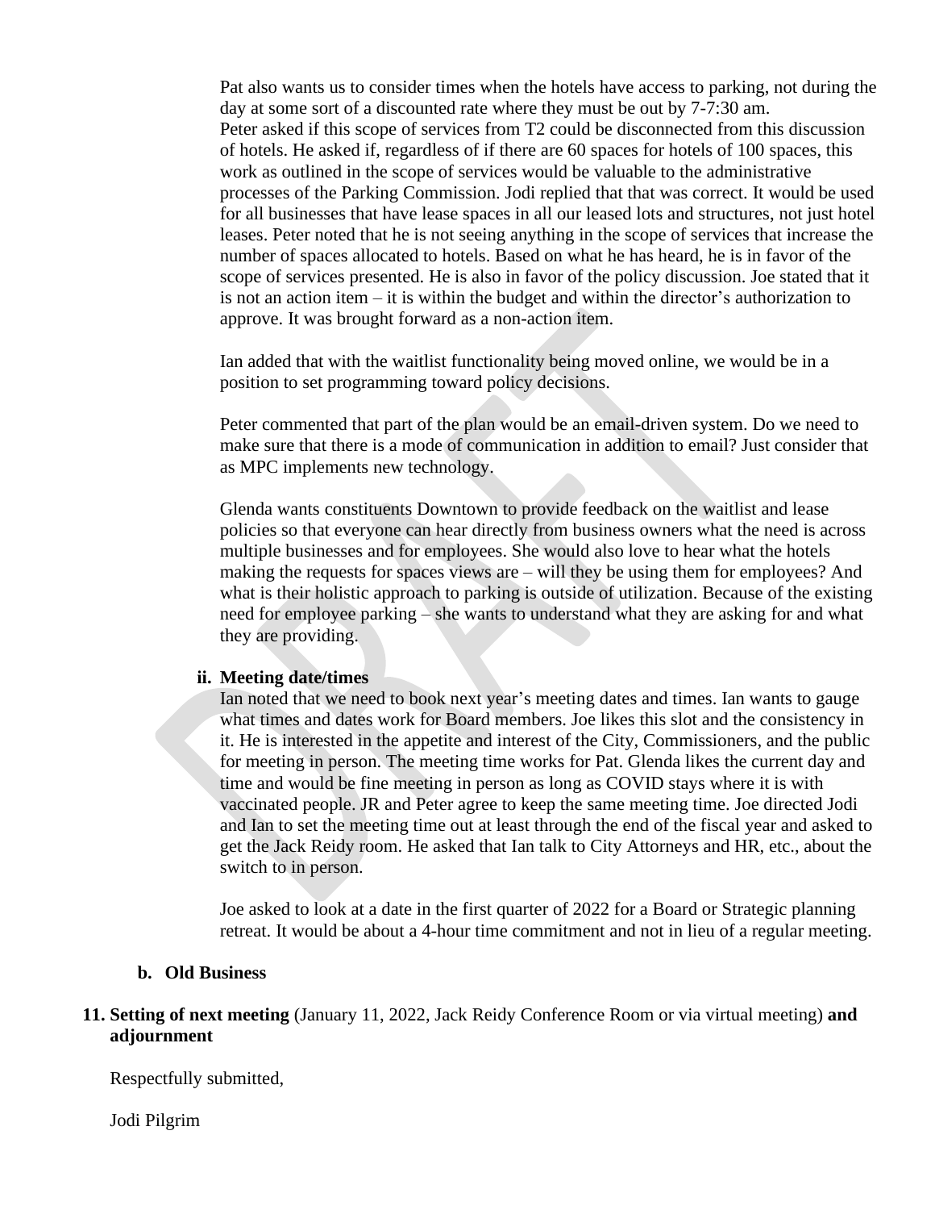Pat also wants us to consider times when the hotels have access to parking, not during the day at some sort of a discounted rate where they must be out by 7-7:30 am.
Peter asked if this scope of services from T2 could be disconnected from this discussion of hotels. He asked if, regardless of if there are 60 spaces for hotels of 100 spaces, this work as outlined in the scope of services would be valuable to the administrative processes of the Parking Commission. Jodi replied that that was correct. It would be used for all businesses that have lease spaces in all our leased lots and structures, not just hotel leases. Peter noted that he is not seeing anything in the scope of services that increase the number of spaces allocated to hotels. Based on what he has heard, he is in favor of the scope of services presented. He is also in favor of the policy discussion. Joe stated that it is not an action item – it is within the budget and within the director's authorization to approve. It was brought forward as a non-action item.

Ian added that with the waitlist functionality being moved online, we would be in a position to set programming toward policy decisions.

Peter commented that part of the plan would be an email-driven system. Do we need to make sure that there is a mode of communication in addition to email? Just consider that as MPC implements new technology.

Glenda wants constituents Downtown to provide feedback on the waitlist and lease policies so that everyone can hear directly from business owners what the need is across multiple businesses and for employees. She would also love to hear what the hotels making the requests for spaces views are – will they be using them for employees? And what is their holistic approach to parking is outside of utilization. Because of the existing need for employee parking – she wants to understand what they are asking for and what they are providing.

**ii. Meeting date/times**

Ian noted that we need to book next year's meeting dates and times. Ian wants to gauge what times and dates work for Board members. Joe likes this slot and the consistency in it. He is interested in the appetite and interest of the City, Commissioners, and the public for meeting in person. The meeting time works for Pat. Glenda likes the current day and time and would be fine meeting in person as long as COVID stays where it is with vaccinated people. JR and Peter agree to keep the same meeting time. Joe directed Jodi and Ian to set the meeting time out at least through the end of the fiscal year and asked to get the Jack Reidy room. He asked that Ian talk to City Attorneys and HR, etc., about the switch to in person.

Joe asked to look at a date in the first quarter of 2022 for a Board or Strategic planning retreat. It would be about a 4-hour time commitment and not in lieu of a regular meeting.

**b. Old Business**

**11. Setting of next meeting** (January 11, 2022, Jack Reidy Conference Room or via virtual meeting) **and adjournment**

Respectfully submitted,

Jodi Pilgrim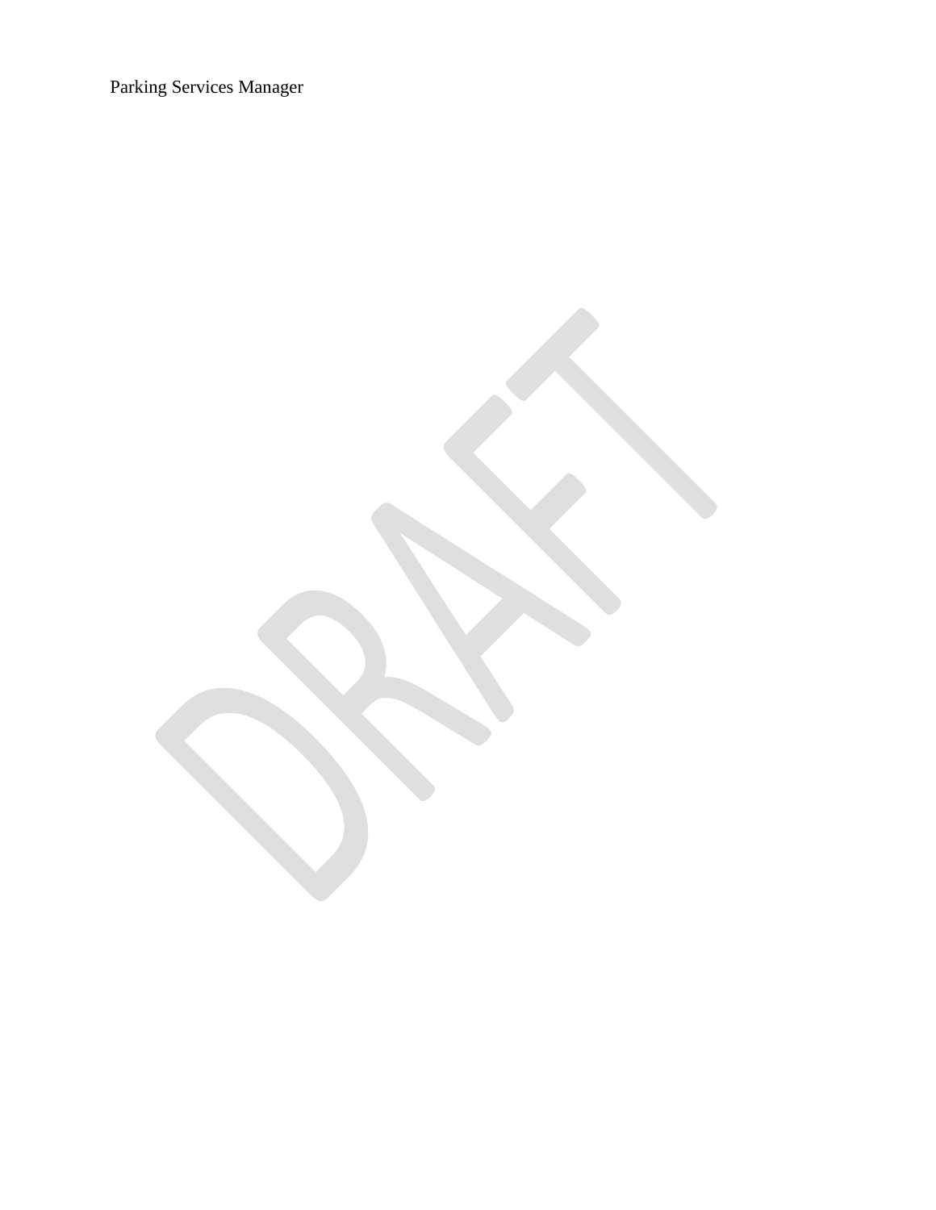Parking Services Manager